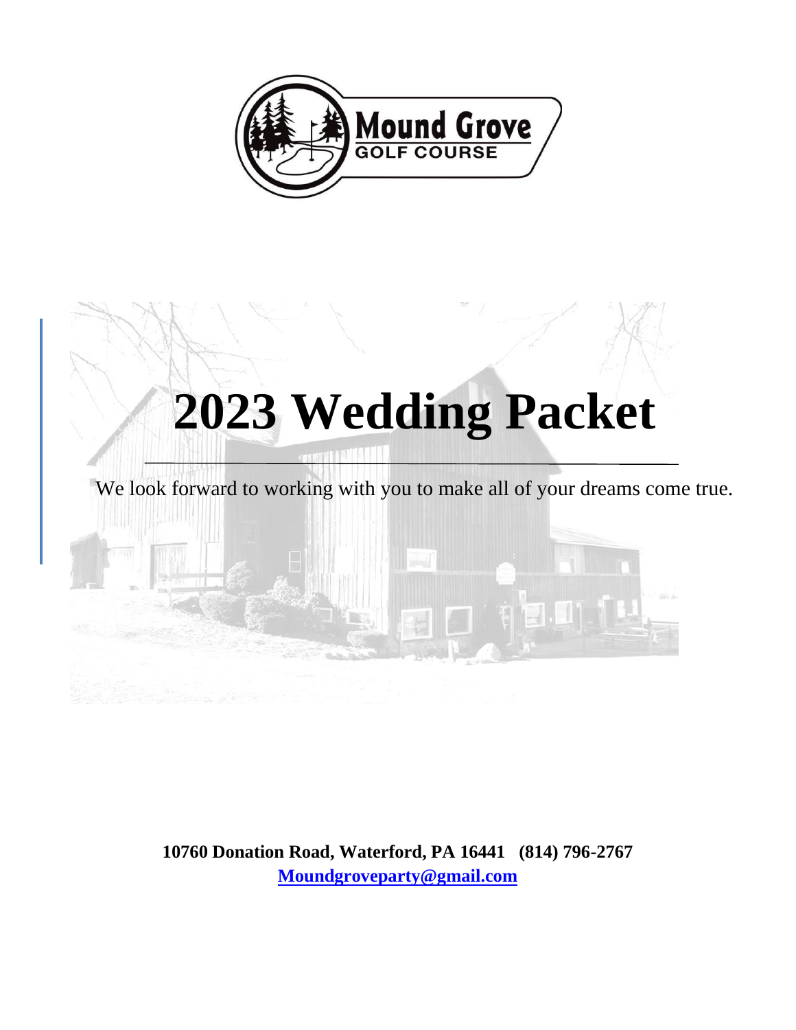# 2023 Wedding Packet

We look forward to working with you to make all of your dreams come true.

**10760 Donation Road, Waterford, PA 16441 (814) 796-2767**
**Moundgroveparty@gmail.com**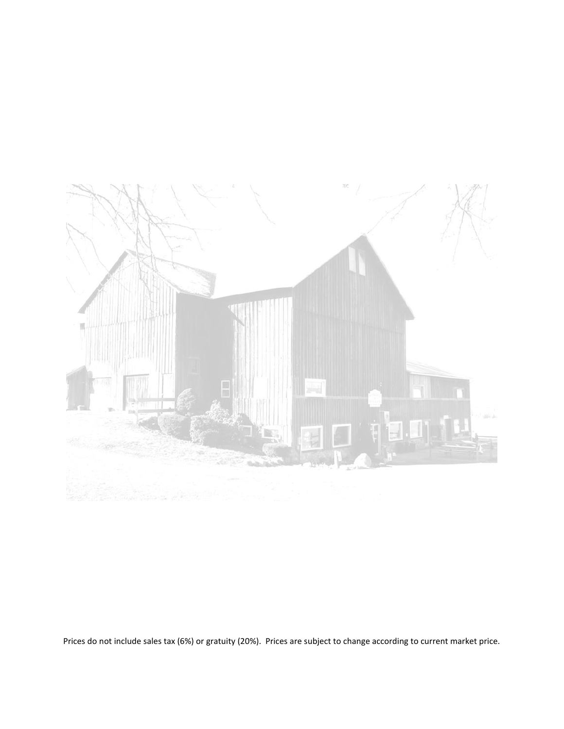Prices do not include sales tax (6%) or gratuity (20%). Prices are subject to change according to current market price.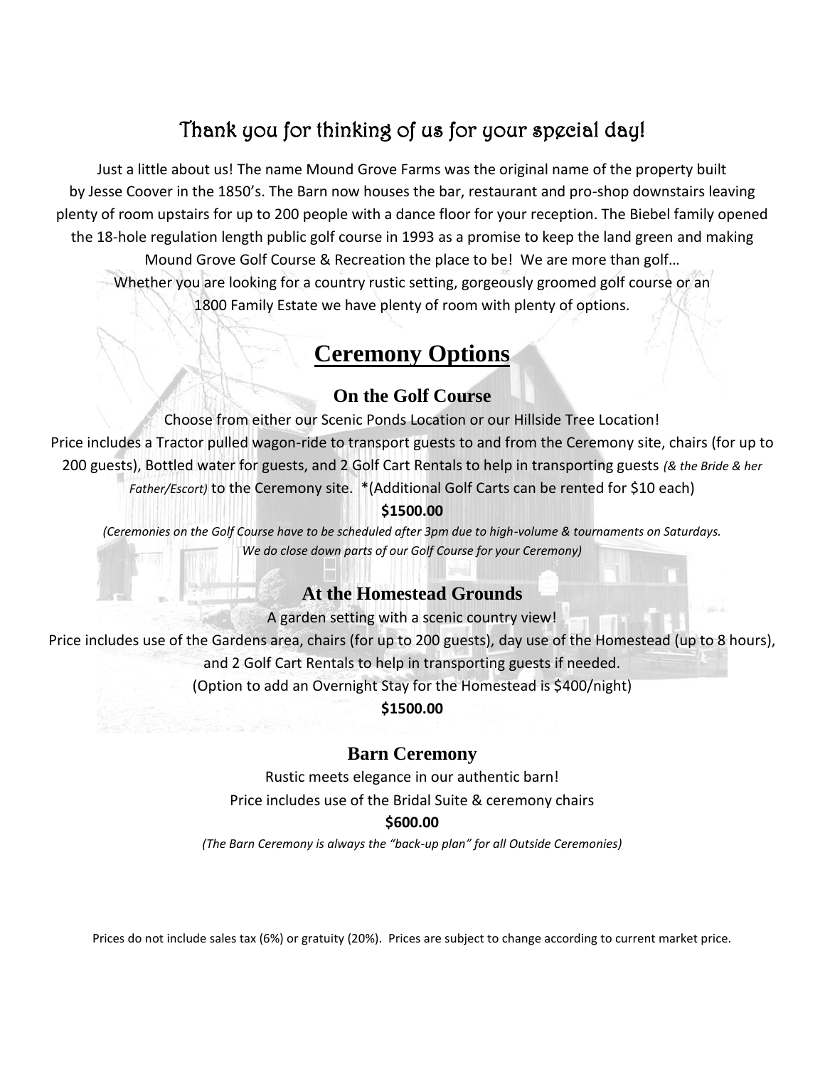## Thank you for thinking of us for your special day!

Just a little about us! The name Mound Grove Farms was the original name of the property built by Jesse Coover in the 1850's. The Barn now houses the bar, restaurant and pro-shop downstairs leaving plenty of room upstairs for up to 200 people with a dance floor for your reception. The Biebel family opened the 18-hole regulation length public golf course in 1993 as a promise to keep the land green and making Mound Grove Golf Course & Recreation the place to be! We are more than golf… Whether you are looking for a country rustic setting, gorgeously groomed golf course or an 1800 Family Estate we have plenty of room with plenty of options.

# Ceremony Options

### On the Golf Course

Choose from either our Scenic Ponds Location or our Hillside Tree Location!
Price includes a Tractor pulled wagon-ride to transport guests to and from the Ceremony site, chairs (for up to 200 guests), Bottled water for guests, and 2 Golf Cart Rentals to help in transporting guests *(& the Bride & her Father/Escort)* to the Ceremony site. *(Additional Golf Carts can be rented for $10 each)

**$1500.00**

*(Ceremonies on the Golf Course have to be scheduled after 3pm due to high-volume & tournaments on Saturdays. We do close down parts of our Golf Course for your Ceremony)*

### At the Homestead Grounds

A garden setting with a scenic country view!
Price includes use of the Gardens area, chairs (for up to 200 guests), day use of the Homestead (up to 8 hours), and 2 Golf Cart Rentals to help in transporting guests if needed.
(Option to add an Overnight Stay for the Homestead is $400/night)

**$1500.00**

### Barn Ceremony

Rustic meets elegance in our authentic barn!
Price includes use of the Bridal Suite & ceremony chairs

**$600.00**

*(The Barn Ceremony is always the "back-up plan" for all Outside Ceremonies)*

Prices do not include sales tax (6%) or gratuity (20%). Prices are subject to change according to current market price.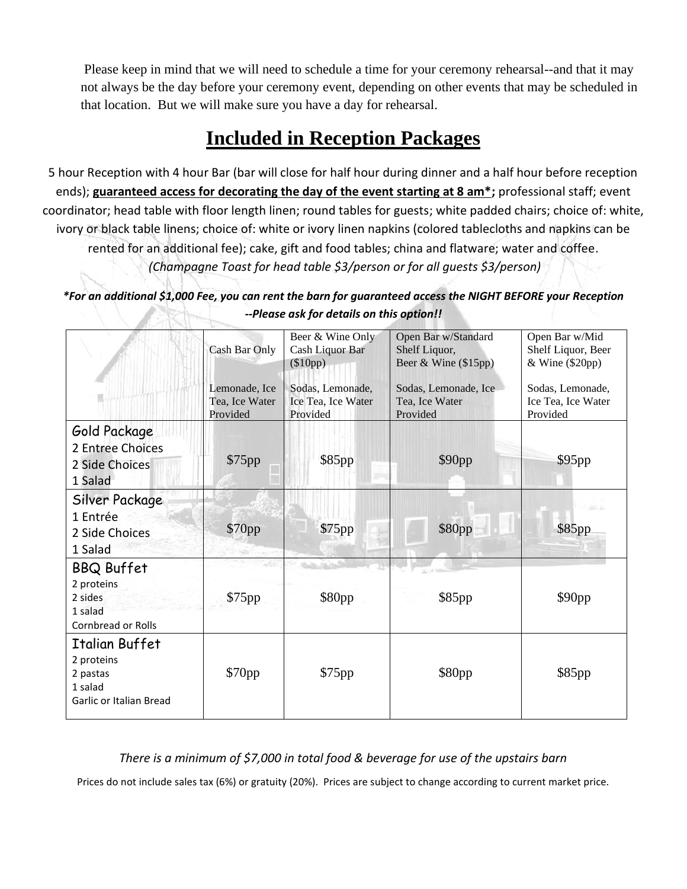Please keep in mind that we will need to schedule a time for your ceremony rehearsal--and that it may not always be the day before your ceremony event, depending on other events that may be scheduled in that location. But we will make sure you have a day for rehearsal.

# Included in Reception Packages

5 hour Reception with 4 hour Bar (bar will close for half hour during dinner and a half hour before reception ends); **guaranteed access for decorating the day of the event starting at 8 am*;** professional staff; event coordinator; head table with floor length linen; round tables for guests; white padded chairs; choice of: white, ivory or black table linens; choice of: white or ivory linen napkins (colored tablecloths and napkins can be rented for an additional fee); cake, gift and food tables; china and flatware; water and coffee.
*(Champagne Toast for head table $3/person or for all guests $3/person)*

***For an additional $1,000 Fee, you can rent the barn for guaranteed access the NIGHT BEFORE your Reception --Please ask for details on this option!!***

| | Cash Bar Only<br><br>Lemonade, Ice Tea, Ice Water Provided | Beer & Wine Only Cash Liquor Bar ($10pp)<br><br>Sodas, Lemonade, Ice Tea, Ice Water Provided | Open Bar w/Standard Shelf Liquor, Beer & Wine ($15pp)<br><br>Sodas, Lemonade, Ice Tea, Ice Water Provided | Open Bar w/Mid Shelf Liquor, Beer & Wine ($20pp)<br><br>Sodas, Lemonade, Ice Tea, Ice Water Provided |
|---|---|---|---|---|
| Gold Package<br>2 Entree Choices<br>2 Side Choices<br>1 Salad | $75pp | $85pp | $90pp | $95pp |
| Silver Package<br>1 Entrée<br>2 Side Choices<br>1 Salad | $70pp | $75pp | $80pp | $85pp |
| BBQ Buffet<br>2 proteins<br>2 sides<br>1 salad<br>Cornbread or Rolls | $75pp | $80pp | $85pp | $90pp |
| Italian Buffet<br>2 proteins<br>2 pastas<br>1 salad<br>Garlic or Italian Bread | $70pp | $75pp | $80pp | $85pp |

*There is a minimum of $7,000 in total food & beverage for use of the upstairs barn*

Prices do not include sales tax (6%) or gratuity (20%). Prices are subject to change according to current market price.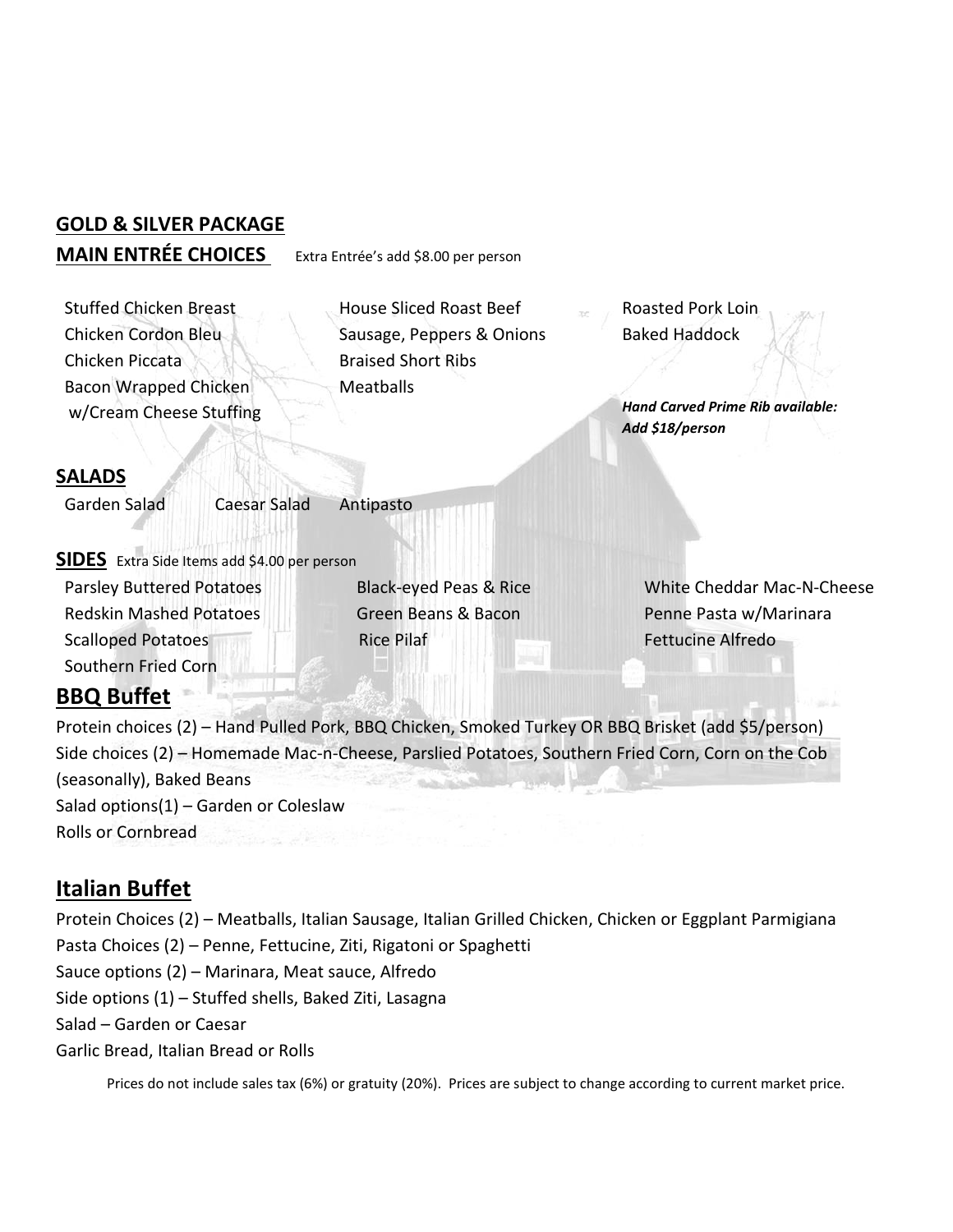## GOLD & SILVER PACKAGE

## MAIN ENTRÉE CHOICES

Extra Entrée's add $8.00 per person

- Stuffed Chicken Breast
- Chicken Cordon Bleu
- Chicken Piccata
- Bacon Wrapped Chicken w/Cream Cheese Stuffing
- House Sliced Roast Beef
- Sausage, Peppers & Onions
- Braised Short Ribs
- Meatballs
- Roasted Pork Loin
- Baked Haddock

***Hand Carved Prime Rib available: Add $18/person***

## SALADS

- Garden Salad
- Caesar Salad
- Antipasto

## SIDES

Extra Side Items add $4.00 per person

- Parsley Buttered Potatoes
- Redskin Mashed Potatoes
- Scalloped Potatoes
- Southern Fried Corn
- Black-eyed Peas & Rice
- Green Beans & Bacon
- Rice Pilaf
- White Cheddar Mac-N-Cheese
- Penne Pasta w/Marinara
- Fettucine Alfredo

## BBQ Buffet

Protein choices (2) – Hand Pulled Pork, BBQ Chicken, Smoked Turkey OR BBQ Brisket (add $5/person)
Side choices (2) – Homemade Mac-n-Cheese, Parslied Potatoes, Southern Fried Corn, Corn on the Cob (seasonally), Baked Beans
Salad options(1) – Garden or Coleslaw
Rolls or Cornbread

## Italian Buffet

Protein Choices (2) – Meatballs, Italian Sausage, Italian Grilled Chicken, Chicken or Eggplant Parmigiana
Pasta Choices (2) – Penne, Fettucine, Ziti, Rigatoni or Spaghetti
Sauce options (2) – Marinara, Meat sauce, Alfredo
Side options (1) – Stuffed shells, Baked Ziti, Lasagna
Salad – Garden or Caesar
Garlic Bread, Italian Bread or Rolls

Prices do not include sales tax (6%) or gratuity (20%). Prices are subject to change according to current market price.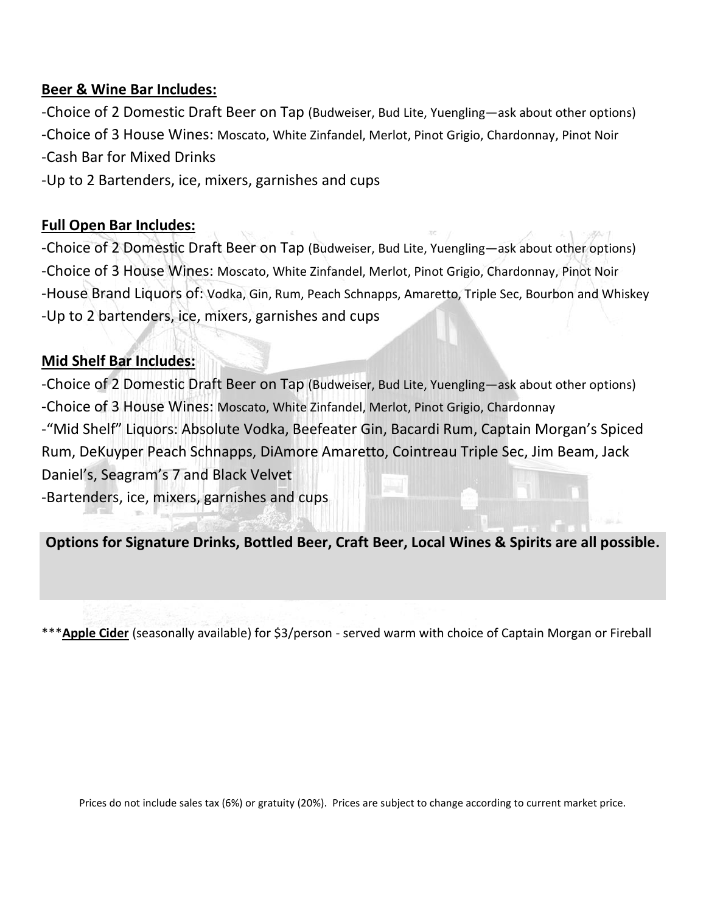**Beer & Wine Bar Includes:**

-Choice of 2 Domestic Draft Beer on Tap (Budweiser, Bud Lite, Yuengling—ask about other options)
-Choice of 3 House Wines: Moscato, White Zinfandel, Merlot, Pinot Grigio, Chardonnay, Pinot Noir
-Cash Bar for Mixed Drinks
-Up to 2 Bartenders, ice, mixers, garnishes and cups

**Full Open Bar Includes:**

-Choice of 2 Domestic Draft Beer on Tap (Budweiser, Bud Lite, Yuengling—ask about other options)
-Choice of 3 House Wines: Moscato, White Zinfandel, Merlot, Pinot Grigio, Chardonnay, Pinot Noir
-House Brand Liquors of: Vodka, Gin, Rum, Peach Schnapps, Amaretto, Triple Sec, Bourbon and Whiskey
-Up to 2 bartenders, ice, mixers, garnishes and cups

**Mid Shelf Bar Includes:**

-Choice of 2 Domestic Draft Beer on Tap (Budweiser, Bud Lite, Yuengling—ask about other options)
-Choice of 3 House Wines: Moscato, White Zinfandel, Merlot, Pinot Grigio, Chardonnay
-"Mid Shelf" Liquors: Absolute Vodka, Beefeater Gin, Bacardi Rum, Captain Morgan's Spiced Rum, DeKuyper Peach Schnapps, DiAmore Amaretto, Cointreau Triple Sec, Jim Beam, Jack Daniel's, Seagram's 7 and Black Velvet
-Bartenders, ice, mixers, garnishes and cups

**Options for Signature Drinks, Bottled Beer, Craft Beer, Local Wines & Spirits are all possible.**

***<u>**Apple Cider**</u> (seasonally available) for $3/person - served warm with choice of Captain Morgan or Fireball

Prices do not include sales tax (6%) or gratuity (20%). Prices are subject to change according to current market price.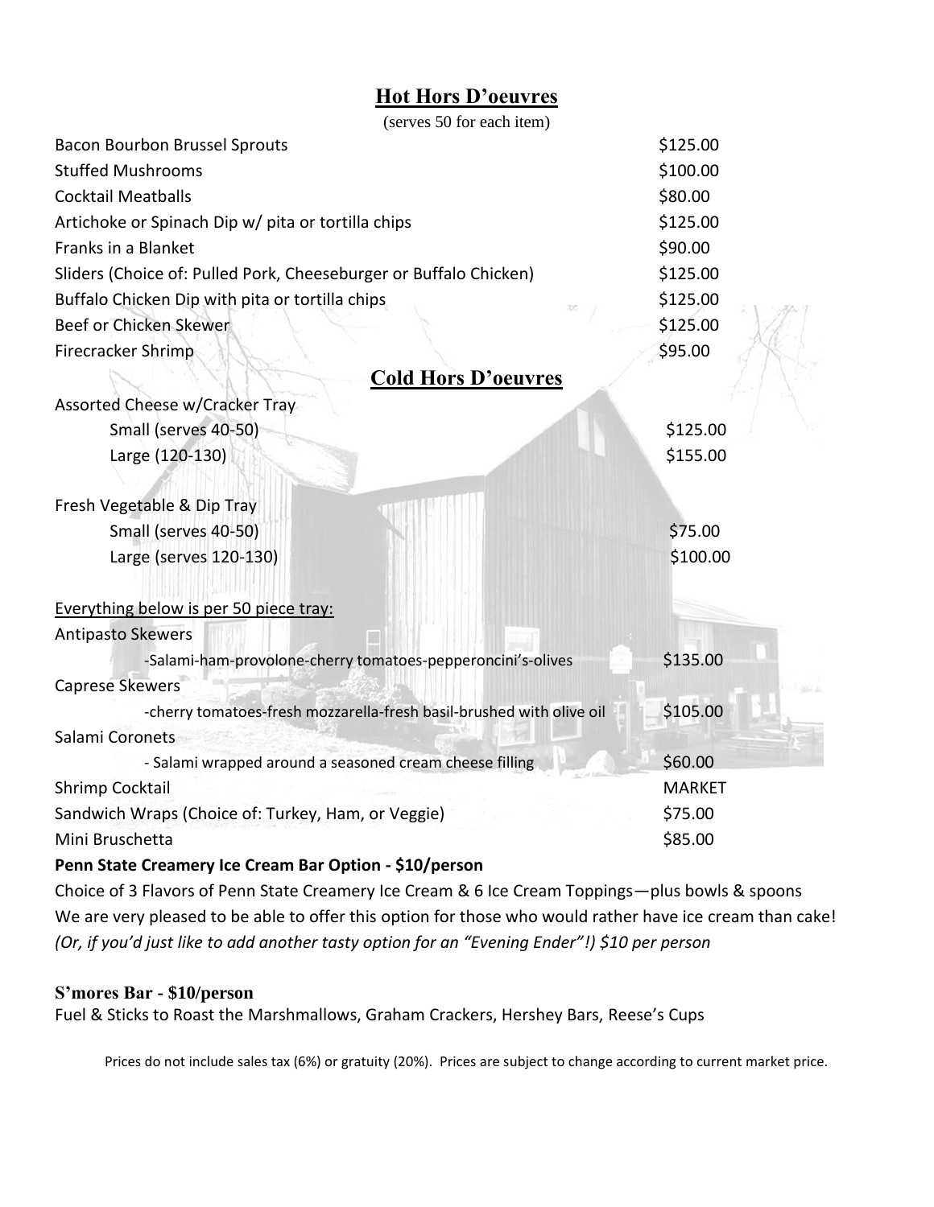## Hot Hors D'oeuvres

(serves 50 for each item)

| Item | Price |
|---|---|
| Bacon Bourbon Brussel Sprouts | $125.00 |
| Stuffed Mushrooms | $100.00 |
| Cocktail Meatballs | $80.00 |
| Artichoke or Spinach Dip w/ pita or tortilla chips | $125.00 |
| Franks in a Blanket | $90.00 |
| Sliders (Choice of: Pulled Pork, Cheeseburger or Buffalo Chicken) | $125.00 |
| Buffalo Chicken Dip with pita or tortilla chips | $125.00 |
| Beef or Chicken Skewer | $125.00 |
| Firecracker Shrimp | $95.00 |

## Cold Hors D'oeuvres

| Item | Price |
|---|---|
| Assorted Cheese w/Cracker Tray | |
| Small (serves 40-50) | $125.00 |
| Large (120-130) | $155.00 |
| Fresh Vegetable & Dip Tray | |
| Small (serves 40-50) | $75.00 |
| Large (serves 120-130) | $100.00 |

Everything below is per 50 piece tray:

| Item | Price |
|---|---|
| Antipasto Skewers -Salami-ham-provolone-cherry tomatoes-pepperoncini's-olives | $135.00 |
| Caprese Skewers -cherry tomatoes-fresh mozzarella-fresh basil-brushed with olive oil | $105.00 |
| Salami Coronets - Salami wrapped around a seasoned cream cheese filling | $60.00 |
| Shrimp Cocktail | MARKET |
| Sandwich Wraps (Choice of: Turkey, Ham, or Veggie) | $75.00 |
| Mini Bruschetta | $85.00 |

**Penn State Creamery Ice Cream Bar Option - $10/person**

Choice of 3 Flavors of Penn State Creamery Ice Cream & 6 Ice Cream Toppings—plus bowls & spoons
We are very pleased to be able to offer this option for those who would rather have ice cream than cake!
*(Or, if you'd just like to add another tasty option for an "Evening Ender"!) $10 per person*

**S'mores Bar - $10/person**

Fuel & Sticks to Roast the Marshmallows, Graham Crackers, Hershey Bars, Reese's Cups

Prices do not include sales tax (6%) or gratuity (20%). Prices are subject to change according to current market price.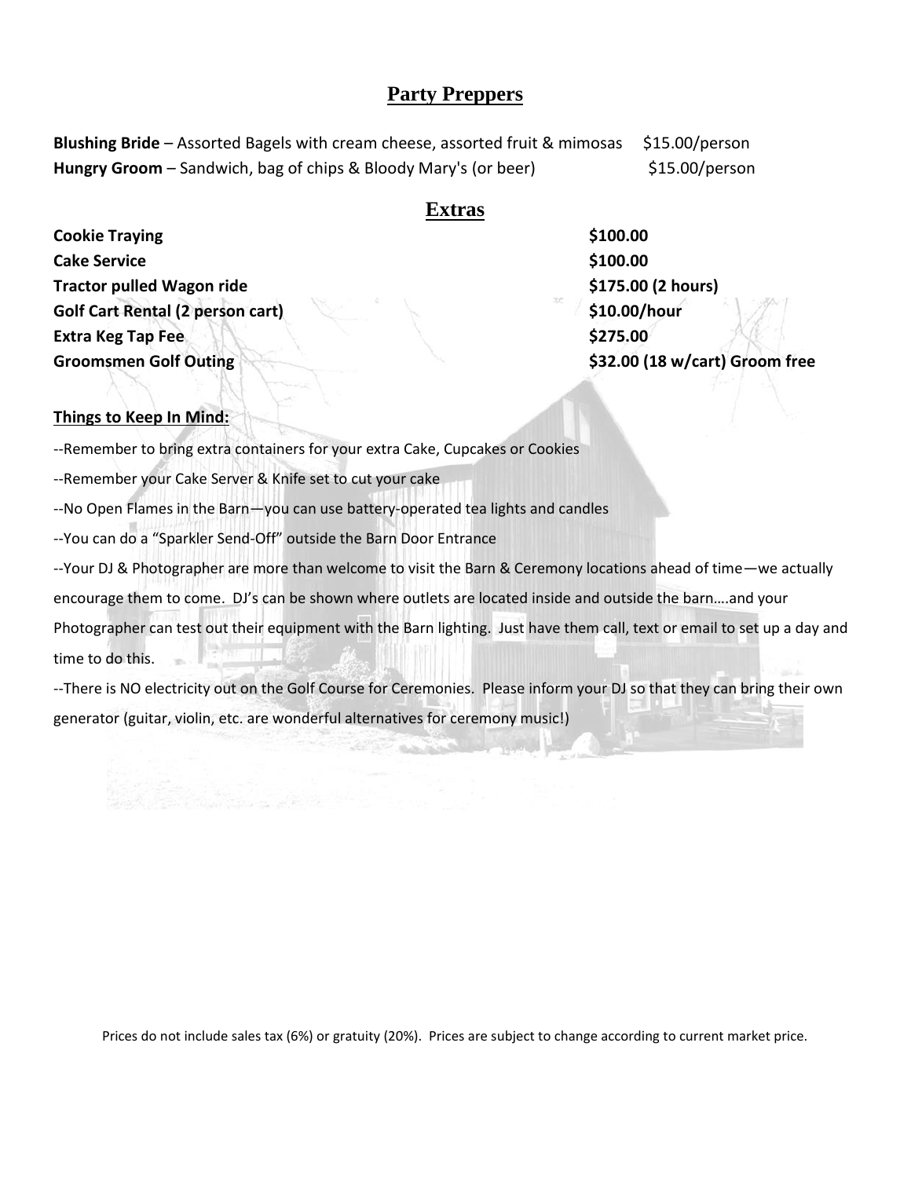## Party Preppers

**Blushing Bride** – Assorted Bagels with cream cheese, assorted fruit & mimosas $15.00/person

**Hungry Groom** – Sandwich, bag of chips & Bloody Mary's (or beer) $15.00/person

## Extras

| | |
|---|---|
| **Cookie Traying** | **$100.00** |
| **Cake Service** | **$100.00** |
| **Tractor pulled Wagon ride** | **$175.00 (2 hours)** |
| **Golf Cart Rental (2 person cart)** | **$10.00/hour** |
| **Extra Keg Tap Fee** | **$275.00** |
| **Groomsmen Golf Outing** | **$32.00 (18 w/cart) Groom free** |

**Things to Keep In Mind:**

--Remember to bring extra containers for your extra Cake, Cupcakes or Cookies

--Remember your Cake Server & Knife set to cut your cake

--No Open Flames in the Barn—you can use battery-operated tea lights and candles

--You can do a "Sparkler Send-Off" outside the Barn Door Entrance

--Your DJ & Photographer are more than welcome to visit the Barn & Ceremony locations ahead of time—we actually encourage them to come. DJ's can be shown where outlets are located inside and outside the barn….and your Photographer can test out their equipment with the Barn lighting. Just have them call, text or email to set up a day and time to do this.

--There is NO electricity out on the Golf Course for Ceremonies. Please inform your DJ so that they can bring their own generator (guitar, violin, etc. are wonderful alternatives for ceremony music!)

Prices do not include sales tax (6%) or gratuity (20%). Prices are subject to change according to current market price.